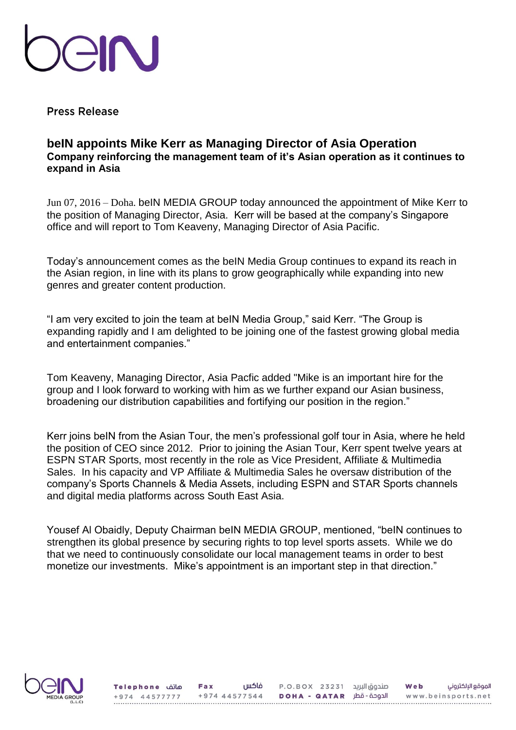Press Release

## beIN appoints Mike Kerr as Managing Director of Asia Operation

**Company reinforcing the management team of it's Asian operation as it continues to expand in Asia**

Jun 07, 2016 – Doha. beIN MEDIA GROUP today announced the appointment of Mike Kerr to the position of Managing Director, Asia. Kerr will be based at the company's Singapore office and will report to Tom Keaveny, Managing Director of Asia Pacific.

Today's announcement comes as the beIN Media Group continues to expand its reach in the Asian region, in line with its plans to grow geographically while expanding into new genres and greater content production.

"I am very excited to join the team at beIN Media Group," said Kerr. "The Group is expanding rapidly and I am delighted to be joining one of the fastest growing global media and entertainment companies."

Tom Keaveny, Managing Director, Asia Pacfic added "Mike is an important hire for the group and I look forward to working with him as we further expand our Asian business, broadening our distribution capabilities and fortifying our position in the region."

Kerr joins beIN from the Asian Tour, the men's professional golf tour in Asia, where he held the position of CEO since 2012. Prior to joining the Asian Tour, Kerr spent twelve years at ESPN STAR Sports, most recently in the role as Vice President, Affiliate & Multimedia Sales. In his capacity and VP Affiliate & Multimedia Sales he oversaw distribution of the company's Sports Channels & Media Assets, including ESPN and STAR Sports channels and digital media platforms across South East Asia.

Yousef Al Obaidly, Deputy Chairman beIN MEDIA GROUP, mentioned, "beIN continues to strengthen its global presence by securing rights to top level sports assets. While we do that we need to continuously consolidate our local management teams in order to best monetize our investments. Mike's appointment is an important step in that direction."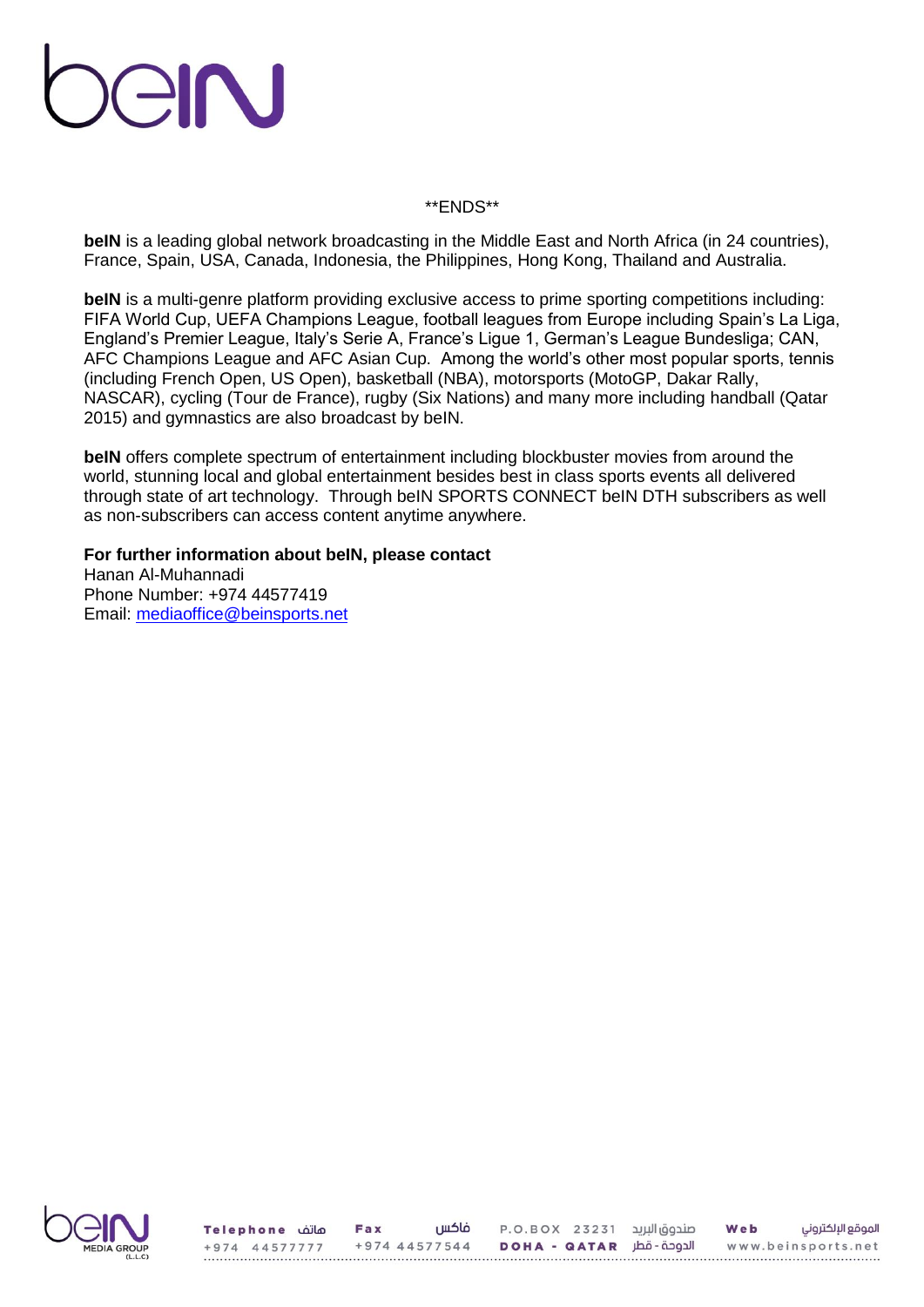**ENDS**

**beIN** is a leading global network broadcasting in the Middle East and North Africa (in 24 countries), France, Spain, USA, Canada, Indonesia, the Philippines, Hong Kong, Thailand and Australia.

**beIN** is a multi-genre platform providing exclusive access to prime sporting competitions including: FIFA World Cup, UEFA Champions League, football leagues from Europe including Spain's La Liga, England's Premier League, Italy's Serie A, France's Ligue 1, German's League Bundesliga; CAN, AFC Champions League and AFC Asian Cup. Among the world's other most popular sports, tennis (including French Open, US Open), basketball (NBA), motorsports (MotoGP, Dakar Rally, NASCAR), cycling (Tour de France), rugby (Six Nations) and many more including handball (Qatar 2015) and gymnastics are also broadcast by beIN.

**beIN** offers complete spectrum of entertainment including blockbuster movies from around the world, stunning local and global entertainment besides best in class sports events all delivered through state of art technology. Through beIN SPORTS CONNECT beIN DTH subscribers as well as non-subscribers can access content anytime anywhere.

**For further information about beIN, please contact**
Hanan Al-Muhannadi
Phone Number: +974 44577419
Email: mediaoffice@beinsports.net